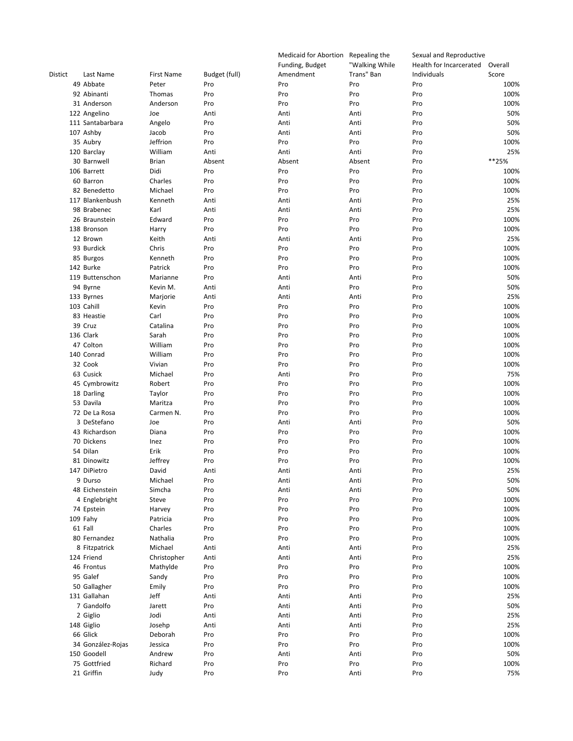| Distict | Last Name | First Name | Budget (full) | Medicaid for Abortion Funding, Budget Amendment | Repealing the "Walking While Trans" Ban | Sexual and Reproductive Health for Incarcerated Individuals | Overall Score |
|---|---|---|---|---|---|---|---|
| 49 | Abbate | Peter | Pro | Pro | Pro | Pro | 100% |
| 92 | Abinanti | Thomas | Pro | Pro | Pro | Pro | 100% |
| 31 | Anderson | Anderson | Pro | Pro | Pro | Pro | 100% |
| 122 | Angelino | Joe | Anti | Anti | Anti | Pro | 50% |
| 111 | Santabarbara | Angelo | Pro | Anti | Anti | Pro | 50% |
| 107 | Ashby | Jacob | Pro | Anti | Anti | Pro | 50% |
| 35 | Aubry | Jeffrion | Pro | Pro | Pro | Pro | 100% |
| 120 | Barclay | William | Anti | Anti | Anti | Pro | 25% |
| 30 | Barnwell | Brian | Absent | Absent | Absent | Pro | **25% |
| 106 | Barrett | Didi | Pro | Pro | Pro | Pro | 100% |
| 60 | Barron | Charles | Pro | Pro | Pro | Pro | 100% |
| 82 | Benedetto | Michael | Pro | Pro | Pro | Pro | 100% |
| 117 | Blankenbush | Kenneth | Anti | Anti | Anti | Pro | 25% |
| 98 | Brabenec | Karl | Anti | Anti | Anti | Pro | 25% |
| 26 | Braunstein | Edward | Pro | Pro | Pro | Pro | 100% |
| 138 | Bronson | Harry | Pro | Pro | Pro | Pro | 100% |
| 12 | Brown | Keith | Anti | Anti | Anti | Pro | 25% |
| 93 | Burdick | Chris | Pro | Pro | Pro | Pro | 100% |
| 85 | Burgos | Kenneth | Pro | Pro | Pro | Pro | 100% |
| 142 | Burke | Patrick | Pro | Pro | Pro | Pro | 100% |
| 119 | Buttenschon | Marianne | Pro | Anti | Anti | Pro | 50% |
| 94 | Byrne | Kevin M. | Anti | Anti | Pro | Pro | 50% |
| 133 | Byrnes | Marjorie | Anti | Anti | Anti | Pro | 25% |
| 103 | Cahill | Kevin | Pro | Pro | Pro | Pro | 100% |
| 83 | Heastie | Carl | Pro | Pro | Pro | Pro | 100% |
| 39 | Cruz | Catalina | Pro | Pro | Pro | Pro | 100% |
| 136 | Clark | Sarah | Pro | Pro | Pro | Pro | 100% |
| 47 | Colton | William | Pro | Pro | Pro | Pro | 100% |
| 140 | Conrad | William | Pro | Pro | Pro | Pro | 100% |
| 32 | Cook | Vivian | Pro | Pro | Pro | Pro | 100% |
| 63 | Cusick | Michael | Pro | Anti | Pro | Pro | 75% |
| 45 | Cymbrowitz | Robert | Pro | Pro | Pro | Pro | 100% |
| 18 | Darling | Taylor | Pro | Pro | Pro | Pro | 100% |
| 53 | Davila | Maritza | Pro | Pro | Pro | Pro | 100% |
| 72 | De La Rosa | Carmen N. | Pro | Pro | Pro | Pro | 100% |
| 3 | DeStefano | Joe | Pro | Anti | Anti | Pro | 50% |
| 43 | Richardson | Diana | Pro | Pro | Pro | Pro | 100% |
| 70 | Dickens | Inez | Pro | Pro | Pro | Pro | 100% |
| 54 | Dilan | Erik | Pro | Pro | Pro | Pro | 100% |
| 81 | Dinowitz | Jeffrey | Pro | Pro | Pro | Pro | 100% |
| 147 | DiPietro | David | Anti | Anti | Anti | Pro | 25% |
| 9 | Durso | Michael | Pro | Anti | Anti | Pro | 50% |
| 48 | Eichenstein | Simcha | Pro | Anti | Anti | Pro | 50% |
| 4 | Englebright | Steve | Pro | Pro | Pro | Pro | 100% |
| 74 | Epstein | Harvey | Pro | Pro | Pro | Pro | 100% |
| 109 | Fahy | Patricia | Pro | Pro | Pro | Pro | 100% |
| 61 | Fall | Charles | Pro | Pro | Pro | Pro | 100% |
| 80 | Fernandez | Nathalia | Pro | Pro | Pro | Pro | 100% |
| 8 | Fitzpatrick | Michael | Anti | Anti | Anti | Pro | 25% |
| 124 | Friend | Christopher | Anti | Anti | Anti | Pro | 25% |
| 46 | Frontus | Mathylde | Pro | Pro | Pro | Pro | 100% |
| 95 | Galef | Sandy | Pro | Pro | Pro | Pro | 100% |
| 50 | Gallagher | Emily | Pro | Pro | Pro | Pro | 100% |
| 131 | Gallahan | Jeff | Anti | Anti | Anti | Pro | 25% |
| 7 | Gandolfo | Jarett | Pro | Anti | Anti | Pro | 50% |
| 2 | Giglio | Jodi | Anti | Anti | Anti | Pro | 25% |
| 148 | Giglio | Josehp | Anti | Anti | Anti | Pro | 25% |
| 66 | Glick | Deborah | Pro | Pro | Pro | Pro | 100% |
| 34 | González-Rojas | Jessica | Pro | Pro | Pro | Pro | 100% |
| 150 | Goodell | Andrew | Pro | Anti | Anti | Pro | 50% |
| 75 | Gottfried | Richard | Pro | Pro | Pro | Pro | 100% |
| 21 | Griffin | Judy | Pro | Pro | Anti | Pro | 75% |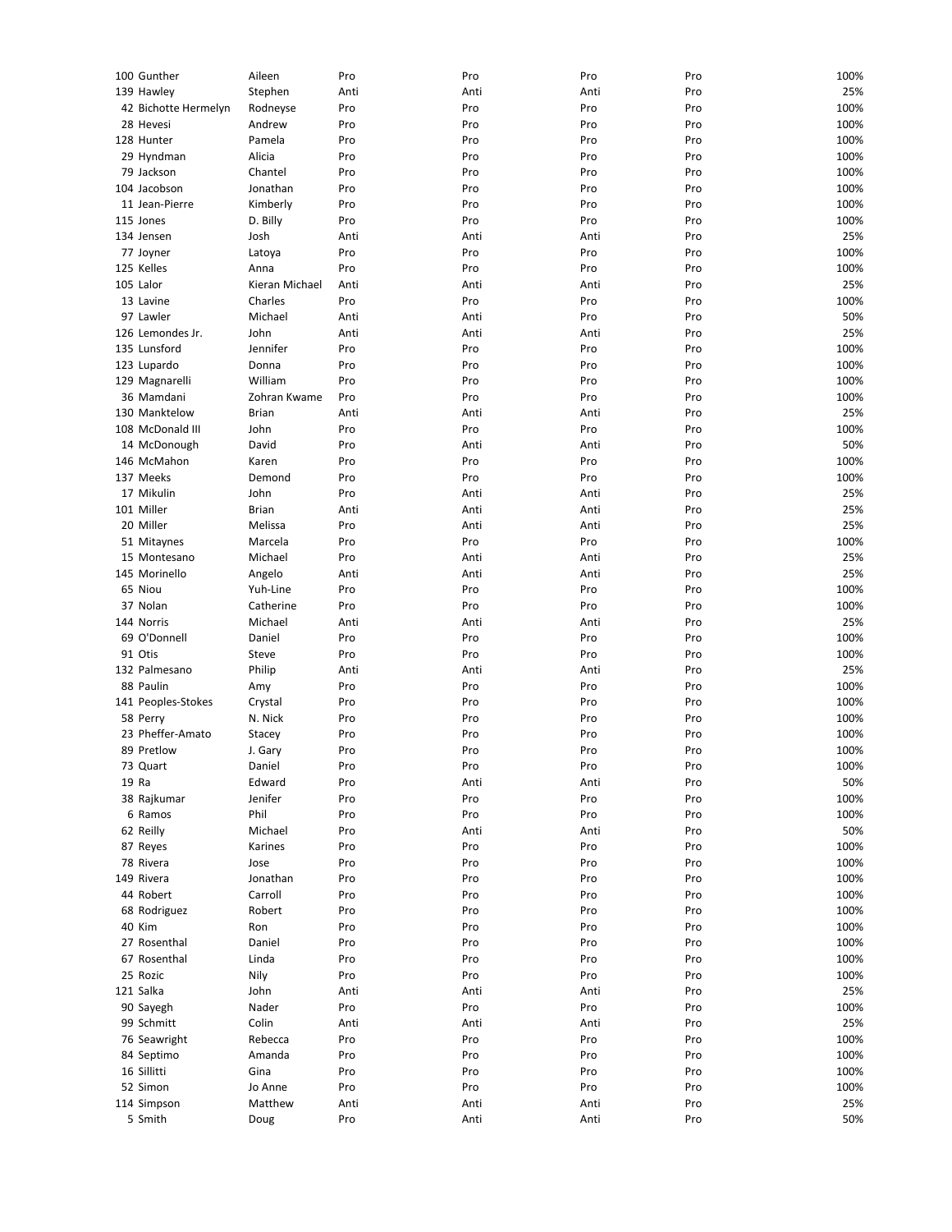| | | | | | | | |
|---|---|---|---|---|---|---|---|
| 100 | Gunther | Aileen | Pro | Pro | Pro | Pro | 100% |
| 139 | Hawley | Stephen | Anti | Anti | Anti | Pro | 25% |
| 42 | Bichotte Hermelyn | Rodneyse | Pro | Pro | Pro | Pro | 100% |
| 28 | Hevesi | Andrew | Pro | Pro | Pro | Pro | 100% |
| 128 | Hunter | Pamela | Pro | Pro | Pro | Pro | 100% |
| 29 | Hyndman | Alicia | Pro | Pro | Pro | Pro | 100% |
| 79 | Jackson | Chantel | Pro | Pro | Pro | Pro | 100% |
| 104 | Jacobson | Jonathan | Pro | Pro | Pro | Pro | 100% |
| 11 | Jean-Pierre | Kimberly | Pro | Pro | Pro | Pro | 100% |
| 115 | Jones | D. Billy | Pro | Pro | Pro | Pro | 100% |
| 134 | Jensen | Josh | Anti | Anti | Anti | Pro | 25% |
| 77 | Joyner | Latoya | Pro | Pro | Pro | Pro | 100% |
| 125 | Kelles | Anna | Pro | Pro | Pro | Pro | 100% |
| 105 | Lalor | Kieran Michael | Anti | Anti | Anti | Pro | 25% |
| 13 | Lavine | Charles | Pro | Pro | Pro | Pro | 100% |
| 97 | Lawler | Michael | Anti | Anti | Pro | Pro | 50% |
| 126 | Lemondes Jr. | John | Anti | Anti | Anti | Pro | 25% |
| 135 | Lunsford | Jennifer | Pro | Pro | Pro | Pro | 100% |
| 123 | Lupardo | Donna | Pro | Pro | Pro | Pro | 100% |
| 129 | Magnarelli | William | Pro | Pro | Pro | Pro | 100% |
| 36 | Mamdani | Zohran Kwame | Pro | Pro | Pro | Pro | 100% |
| 130 | Manktelow | Brian | Anti | Anti | Anti | Pro | 25% |
| 108 | McDonald III | John | Pro | Pro | Pro | Pro | 100% |
| 14 | McDonough | David | Pro | Anti | Anti | Pro | 50% |
| 146 | McMahon | Karen | Pro | Pro | Pro | Pro | 100% |
| 137 | Meeks | Demond | Pro | Pro | Pro | Pro | 100% |
| 17 | Mikulin | John | Pro | Anti | Anti | Pro | 25% |
| 101 | Miller | Brian | Anti | Anti | Anti | Pro | 25% |
| 20 | Miller | Melissa | Pro | Anti | Anti | Pro | 25% |
| 51 | Mitaynes | Marcela | Pro | Pro | Pro | Pro | 100% |
| 15 | Montesano | Michael | Pro | Anti | Anti | Pro | 25% |
| 145 | Morinello | Angelo | Anti | Anti | Anti | Pro | 25% |
| 65 | Niou | Yuh-Line | Pro | Pro | Pro | Pro | 100% |
| 37 | Nolan | Catherine | Pro | Pro | Pro | Pro | 100% |
| 144 | Norris | Michael | Anti | Anti | Anti | Pro | 25% |
| 69 | O'Donnell | Daniel | Pro | Pro | Pro | Pro | 100% |
| 91 | Otis | Steve | Pro | Pro | Pro | Pro | 100% |
| 132 | Palmesano | Philip | Anti | Anti | Anti | Pro | 25% |
| 88 | Paulin | Amy | Pro | Pro | Pro | Pro | 100% |
| 141 | Peoples-Stokes | Crystal | Pro | Pro | Pro | Pro | 100% |
| 58 | Perry | N. Nick | Pro | Pro | Pro | Pro | 100% |
| 23 | Pheffer-Amato | Stacey | Pro | Pro | Pro | Pro | 100% |
| 89 | Pretlow | J. Gary | Pro | Pro | Pro | Pro | 100% |
| 73 | Quart | Daniel | Pro | Pro | Pro | Pro | 100% |
| 19 | Ra | Edward | Pro | Anti | Anti | Pro | 50% |
| 38 | Rajkumar | Jenifer | Pro | Pro | Pro | Pro | 100% |
| 6 | Ramos | Phil | Pro | Pro | Pro | Pro | 100% |
| 62 | Reilly | Michael | Pro | Anti | Anti | Pro | 50% |
| 87 | Reyes | Karines | Pro | Pro | Pro | Pro | 100% |
| 78 | Rivera | Jose | Pro | Pro | Pro | Pro | 100% |
| 149 | Rivera | Jonathan | Pro | Pro | Pro | Pro | 100% |
| 44 | Robert | Carroll | Pro | Pro | Pro | Pro | 100% |
| 68 | Rodriguez | Robert | Pro | Pro | Pro | Pro | 100% |
| 40 | Kim | Ron | Pro | Pro | Pro | Pro | 100% |
| 27 | Rosenthal | Daniel | Pro | Pro | Pro | Pro | 100% |
| 67 | Rosenthal | Linda | Pro | Pro | Pro | Pro | 100% |
| 25 | Rozic | Nily | Pro | Pro | Pro | Pro | 100% |
| 121 | Salka | John | Anti | Anti | Anti | Pro | 25% |
| 90 | Sayegh | Nader | Pro | Pro | Pro | Pro | 100% |
| 99 | Schmitt | Colin | Anti | Anti | Anti | Pro | 25% |
| 76 | Seawright | Rebecca | Pro | Pro | Pro | Pro | 100% |
| 84 | Septimo | Amanda | Pro | Pro | Pro | Pro | 100% |
| 16 | Sillitti | Gina | Pro | Pro | Pro | Pro | 100% |
| 52 | Simon | Jo Anne | Pro | Pro | Pro | Pro | 100% |
| 114 | Simpson | Matthew | Anti | Anti | Anti | Pro | 25% |
| 5 | Smith | Doug | Pro | Anti | Anti | Pro | 50% |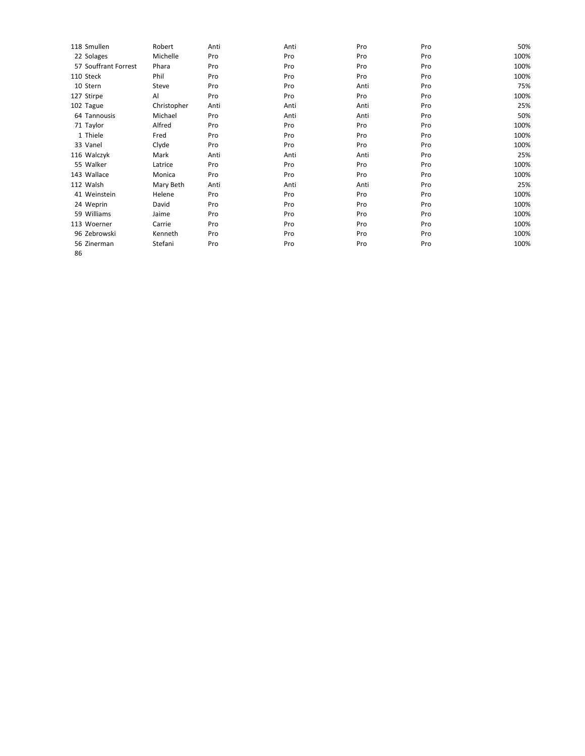| | | | | | | | |
|---|---|---|---|---|---|---|---|
| 118 | Smullen | Robert | Anti | Anti | Pro | Pro | 50% |
| 22 | Solages | Michelle | Pro | Pro | Pro | Pro | 100% |
| 57 | Souffrant Forrest | Phara | Pro | Pro | Pro | Pro | 100% |
| 110 | Steck | Phil | Pro | Pro | Pro | Pro | 100% |
| 10 | Stern | Steve | Pro | Pro | Anti | Pro | 75% |
| 127 | Stirpe | Al | Pro | Pro | Pro | Pro | 100% |
| 102 | Tague | Christopher | Anti | Anti | Anti | Pro | 25% |
| 64 | Tannousis | Michael | Pro | Anti | Anti | Pro | 50% |
| 71 | Taylor | Alfred | Pro | Pro | Pro | Pro | 100% |
| 1 | Thiele | Fred | Pro | Pro | Pro | Pro | 100% |
| 33 | Vanel | Clyde | Pro | Pro | Pro | Pro | 100% |
| 116 | Walczyk | Mark | Anti | Anti | Anti | Pro | 25% |
| 55 | Walker | Latrice | Pro | Pro | Pro | Pro | 100% |
| 143 | Wallace | Monica | Pro | Pro | Pro | Pro | 100% |
| 112 | Walsh | Mary Beth | Anti | Anti | Anti | Pro | 25% |
| 41 | Weinstein | Helene | Pro | Pro | Pro | Pro | 100% |
| 24 | Weprin | David | Pro | Pro | Pro | Pro | 100% |
| 59 | Williams | Jaime | Pro | Pro | Pro | Pro | 100% |
| 113 | Woerner | Carrie | Pro | Pro | Pro | Pro | 100% |
| 96 | Zebrowski | Kenneth | Pro | Pro | Pro | Pro | 100% |
| 56 | Zinerman | Stefani | Pro | Pro | Pro | Pro | 100% |
| 86 | | | | | | | |